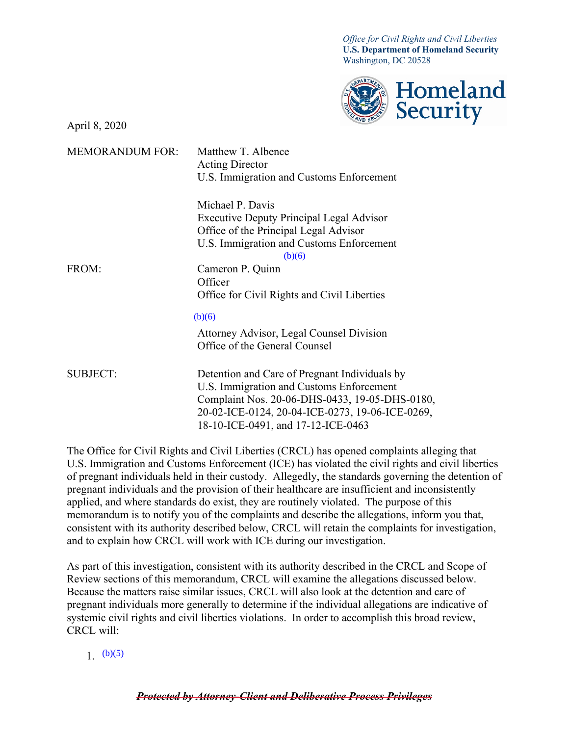*Office for Civil Rights and Civil Liberties*
**U.S. Department of Homeland Security**
Washington, DC 20528

Homeland Security

April 8, 2020

MEMORANDUM FOR: Matthew T. Albence
Acting Director
U.S. Immigration and Customs Enforcement

Michael P. Davis
Executive Deputy Principal Legal Advisor
Office of the Principal Legal Advisor
U.S. Immigration and Customs Enforcement

(b)(6)

FROM: Cameron P. Quinn
Officer
Office for Civil Rights and Civil Liberties

(b)(6)

Attorney Advisor, Legal Counsel Division
Office of the General Counsel

SUBJECT: Detention and Care of Pregnant Individuals by U.S. Immigration and Customs Enforcement
Complaint Nos. 20-06-DHS-0433, 19-05-DHS-0180, 20-02-ICE-0124, 20-04-ICE-0273, 19-06-ICE-0269, 18-10-ICE-0491, and 17-12-ICE-0463

The Office for Civil Rights and Civil Liberties (CRCL) has opened complaints alleging that U.S. Immigration and Customs Enforcement (ICE) has violated the civil rights and civil liberties of pregnant individuals held in their custody. Allegedly, the standards governing the detention of pregnant individuals and the provision of their healthcare are insufficient and inconsistently applied, and where standards do exist, they are routinely violated. The purpose of this memorandum is to notify you of the complaints and describe the allegations, inform you that, consistent with its authority described below, CRCL will retain the complaints for investigation, and to explain how CRCL will work with ICE during our investigation.

As part of this investigation, consistent with its authority described in the CRCL and Scope of Review sections of this memorandum, CRCL will examine the allegations discussed below. Because the matters raise similar issues, CRCL will also look at the detention and care of pregnant individuals more generally to determine if the individual allegations are indicative of systemic civil rights and civil liberties violations. In order to accomplish this broad review, CRCL will:

1. (b)(5)

~~***Protected by Attorney-Client and Deliberative Process Privileges***~~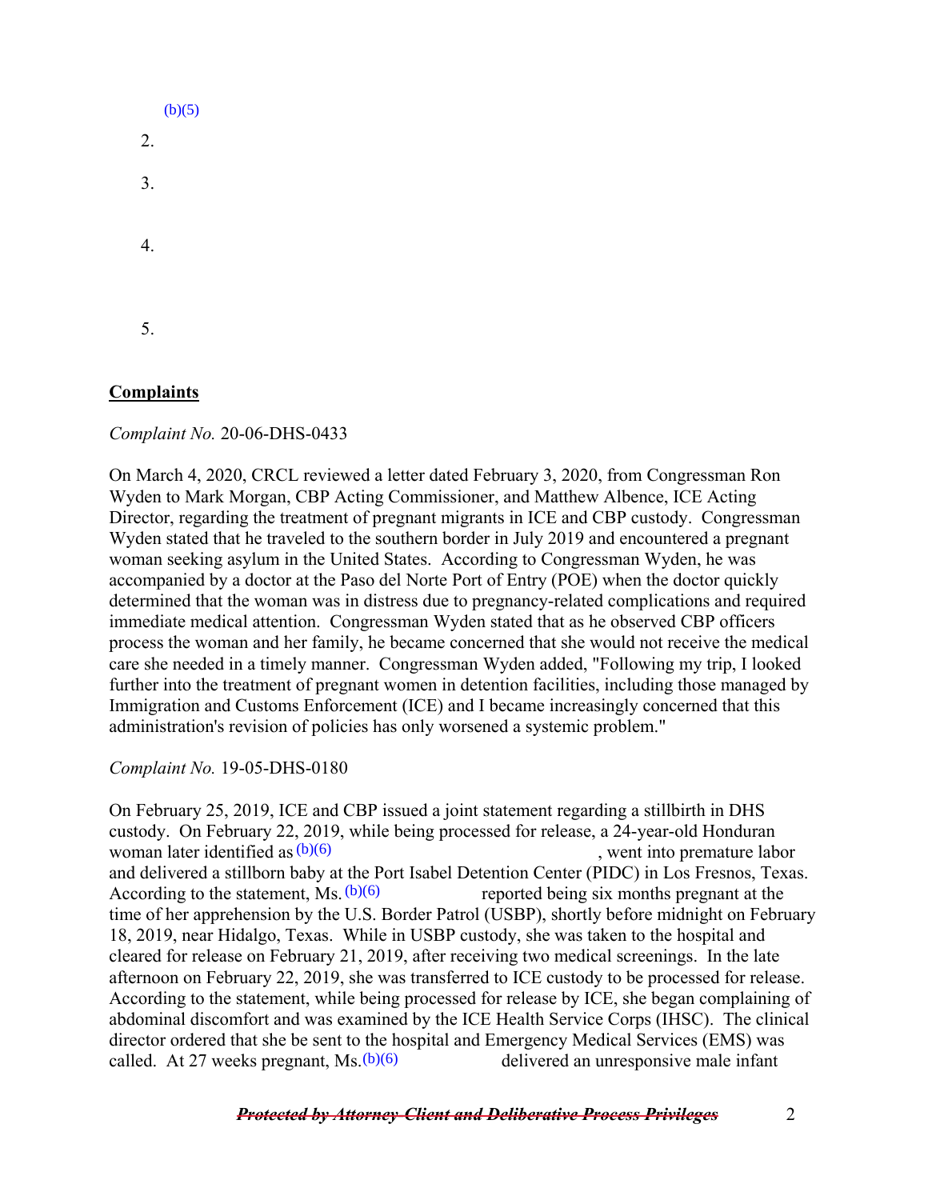(b)(5)

2.

3.

4.

5.

## Complaints

*Complaint No.* 20-06-DHS-0433

On March 4, 2020, CRCL reviewed a letter dated February 3, 2020, from Congressman Ron Wyden to Mark Morgan, CBP Acting Commissioner, and Matthew Albence, ICE Acting Director, regarding the treatment of pregnant migrants in ICE and CBP custody. Congressman Wyden stated that he traveled to the southern border in July 2019 and encountered a pregnant woman seeking asylum in the United States. According to Congressman Wyden, he was accompanied by a doctor at the Paso del Norte Port of Entry (POE) when the doctor quickly determined that the woman was in distress due to pregnancy-related complications and required immediate medical attention. Congressman Wyden stated that as he observed CBP officers process the woman and her family, he became concerned that she would not receive the medical care she needed in a timely manner. Congressman Wyden added, "Following my trip, I looked further into the treatment of pregnant women in detention facilities, including those managed by Immigration and Customs Enforcement (ICE) and I became increasingly concerned that this administration's revision of policies has only worsened a systemic problem."

*Complaint No.* 19-05-DHS-0180

On February 25, 2019, ICE and CBP issued a joint statement regarding a stillbirth in DHS custody. On February 22, 2019, while being processed for release, a 24-year-old Honduran woman later identified as (b)(6), went into premature labor and delivered a stillborn baby at the Port Isabel Detention Center (PIDC) in Los Fresnos, Texas. According to the statement, Ms. (b)(6) reported being six months pregnant at the time of her apprehension by the U.S. Border Patrol (USBP), shortly before midnight on February 18, 2019, near Hidalgo, Texas. While in USBP custody, she was taken to the hospital and cleared for release on February 21, 2019, after receiving two medical screenings. In the late afternoon on February 22, 2019, she was transferred to ICE custody to be processed for release. According to the statement, while being processed for release by ICE, she began complaining of abdominal discomfort and was examined by the ICE Health Service Corps (IHSC). The clinical director ordered that she be sent to the hospital and Emergency Medical Services (EMS) was called. At 27 weeks pregnant, Ms. (b)(6) delivered an unresponsive male infant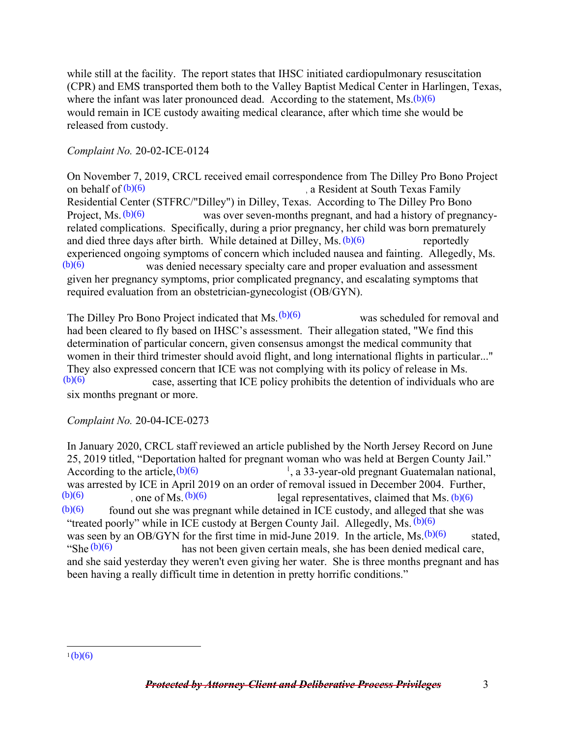while still at the facility. The report states that IHSC initiated cardiopulmonary resuscitation (CPR) and EMS transported them both to the Valley Baptist Medical Center in Harlingen, Texas, where the infant was later pronounced dead. According to the statement, Ms. (b)(6) would remain in ICE custody awaiting medical clearance, after which time she would be released from custody.

*Complaint No.* 20-02-ICE-0124

On November 7, 2019, CRCL received email correspondence from The Dilley Pro Bono Project on behalf of (b)(6), a Resident at South Texas Family Residential Center (STFRC/"Dilley") in Dilley, Texas. According to The Dilley Pro Bono Project, Ms. (b)(6) was over seven-months pregnant, and had a history of pregnancy-related complications. Specifically, during a prior pregnancy, her child was born prematurely and died three days after birth. While detained at Dilley, Ms. (b)(6) reportedly experienced ongoing symptoms of concern which included nausea and fainting. Allegedly, Ms. (b)(6) was denied necessary specialty care and proper evaluation and assessment given her pregnancy symptoms, prior complicated pregnancy, and escalating symptoms that required evaluation from an obstetrician-gynecologist (OB/GYN).

The Dilley Pro Bono Project indicated that Ms. (b)(6) was scheduled for removal and had been cleared to fly based on IHSC's assessment. Their allegation stated, "We find this determination of particular concern, given consensus amongst the medical community that women in their third trimester should avoid flight, and long international flights in particular..." They also expressed concern that ICE was not complying with its policy of release in Ms. (b)(6) case, asserting that ICE policy prohibits the detention of individuals who are six months pregnant or more.

*Complaint No.* 20-04-ICE-0273

In January 2020, CRCL staff reviewed an article published by the North Jersey Record on June 25, 2019 titled, "Deportation halted for pregnant woman who was held at Bergen County Jail." According to the article, (b)(6)[1], a 33-year-old pregnant Guatemalan national, was arrested by ICE in April 2019 on an order of removal issued in December 2004. Further, (b)(6), one of Ms. (b)(6) legal representatives, claimed that Ms. (b)(6) (b)(6) found out she was pregnant while detained in ICE custody, and alleged that she was "treated poorly" while in ICE custody at Bergen County Jail. Allegedly, Ms. (b)(6) was seen by an OB/GYN for the first time in mid-June 2019. In the article, Ms. (b)(6) stated, "She (b)(6) has not been given certain meals, she has been denied medical care, and she said yesterday they weren't even giving her water. She is three months pregnant and has been having a really difficult time in detention in pretty horrific conditions."

[1] (b)(6)

~~***Protected by Attorney-Client and Deliberative Process Privileges***~~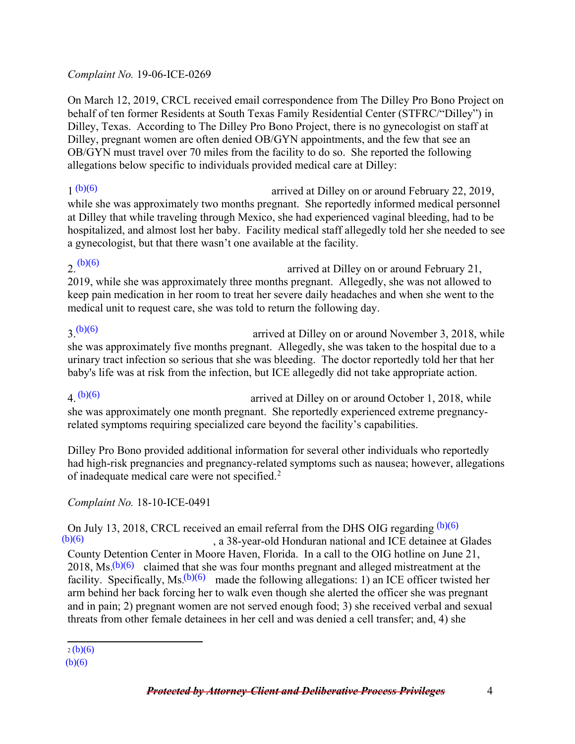*Complaint No.* 19-06-ICE-0269

On March 12, 2019, CRCL received email correspondence from The Dilley Pro Bono Project on behalf of ten former Residents at South Texas Family Residential Center (STFRC/"Dilley") in Dilley, Texas. According to The Dilley Pro Bono Project, there is no gynecologist on staff at Dilley, pregnant women are often denied OB/GYN appointments, and the few that see an OB/GYN must travel over 70 miles from the facility to do so. She reported the following allegations below specific to individuals provided medical care at Dilley:

1. (b)(6) arrived at Dilley on or around February 22, 2019, while she was approximately two months pregnant. She reportedly informed medical personnel at Dilley that while traveling through Mexico, she had experienced vaginal bleeding, had to be hospitalized, and almost lost her baby. Facility medical staff allegedly told her she needed to see a gynecologist, but that there wasn't one available at the facility.

2. (b)(6) arrived at Dilley on or around February 21, 2019, while she was approximately three months pregnant. Allegedly, she was not allowed to keep pain medication in her room to treat her severe daily headaches and when she went to the medical unit to request care, she was told to return the following day.

3. (b)(6) arrived at Dilley on or around November 3, 2018, while she was approximately five months pregnant. Allegedly, she was taken to the hospital due to a urinary tract infection so serious that she was bleeding. The doctor reportedly told her that her baby's life was at risk from the infection, but ICE allegedly did not take appropriate action.

4. (b)(6) arrived at Dilley on or around October 1, 2018, while she was approximately one month pregnant. She reportedly experienced extreme pregnancy-related symptoms requiring specialized care beyond the facility's capabilities.

Dilley Pro Bono provided additional information for several other individuals who reportedly had high-risk pregnancies and pregnancy-related symptoms such as nausea; however, allegations of inadequate medical care were not specified.[2]

*Complaint No.* 18-10-ICE-0491

On July 13, 2018, CRCL received an email referral from the DHS OIG regarding (b)(6) (b)(6), a 38-year-old Honduran national and ICE detainee at Glades County Detention Center in Moore Haven, Florida. In a call to the OIG hotline on June 21, 2018, Ms.(b)(6) claimed that she was four months pregnant and alleged mistreatment at the facility. Specifically, Ms.(b)(6) made the following allegations: 1) an ICE officer twisted her arm behind her back forcing her to walk even though she alerted the officer she was pregnant and in pain; 2) pregnant women are not served enough food; 3) she received verbal and sexual threats from other female detainees in her cell and was denied a cell transfer; and, 4) she

---

[2] (b)(6)
(b)(6)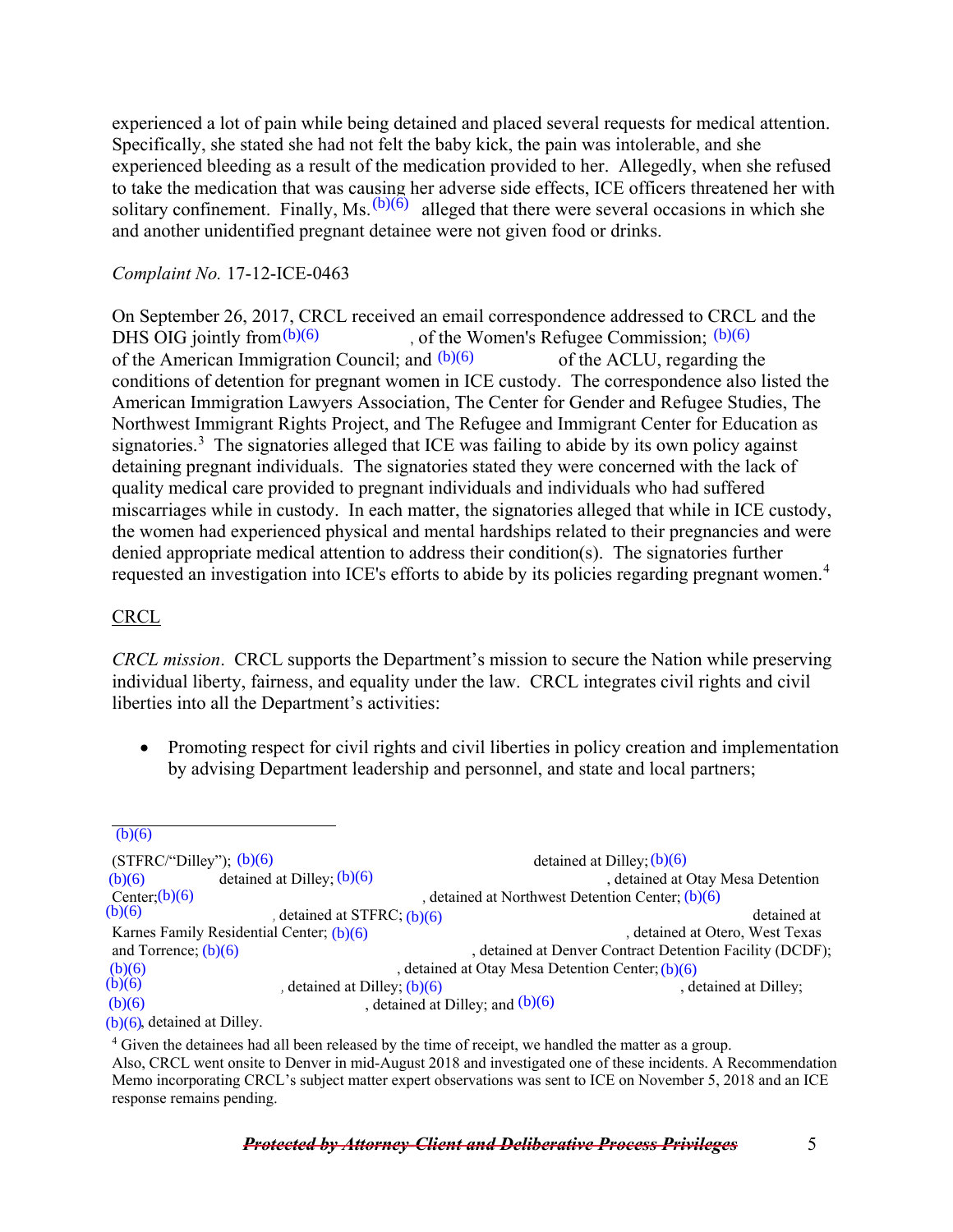experienced a lot of pain while being detained and placed several requests for medical attention. Specifically, she stated she had not felt the baby kick, the pain was intolerable, and she experienced bleeding as a result of the medication provided to her. Allegedly, when she refused to take the medication that was causing her adverse side effects, ICE officers threatened her with solitary confinement. Finally, Ms. (b)(6) alleged that there were several occasions in which she and another unidentified pregnant detainee were not given food or drinks.

*Complaint No.* 17-12-ICE-0463

On September 26, 2017, CRCL received an email correspondence addressed to CRCL and the DHS OIG jointly from (b)(6), of the Women's Refugee Commission; (b)(6) of the American Immigration Council; and (b)(6) of the ACLU, regarding the conditions of detention for pregnant women in ICE custody. The correspondence also listed the American Immigration Lawyers Association, The Center for Gender and Refugee Studies, The Northwest Immigrant Rights Project, and The Refugee and Immigrant Center for Education as signatories.[3] The signatories alleged that ICE was failing to abide by its own policy against detaining pregnant individuals. The signatories stated they were concerned with the lack of quality medical care provided to pregnant individuals and individuals who had suffered miscarriages while in custody. In each matter, the signatories alleged that while in ICE custody, the women had experienced physical and mental hardships related to their pregnancies and were denied appropriate medical attention to address their condition(s). The signatories further requested an investigation into ICE's efforts to abide by its policies regarding pregnant women.[4]

CRCL

*CRCL mission*. CRCL supports the Department's mission to secure the Nation while preserving individual liberty, fairness, and equality under the law. CRCL integrates civil rights and civil liberties into all the Department's activities:

- Promoting respect for civil rights and civil liberties in policy creation and implementation by advising Department leadership and personnel, and state and local partners;

---

(b)(6)

(STFRC/"Dilley"); (b)(6) detained at Dilley; (b)(6) (b)(6) detained at Dilley; (b)(6), detained at Otay Mesa Detention Center; (b)(6), detained at Northwest Detention Center; (b)(6) (b)(6), detained at STFRC; (b)(6) detained at Karnes Family Residential Center; (b)(6), detained at Otero, West Texas and Torrence; (b)(6), detained at Denver Contract Detention Facility (DCDF); (b)(6), detained at Otay Mesa Detention Center; (b)(6) (b)(6), detained at Dilley; (b)(6), detained at Dilley; (b)(6), detained at Dilley; and (b)(6) (b)(6), detained at Dilley.

[4] Given the detainees had all been released by the time of receipt, we handled the matter as a group. Also, CRCL went onsite to Denver in mid-August 2018 and investigated one of these incidents. A Recommendation Memo incorporating CRCL's subject matter expert observations was sent to ICE on November 5, 2018 and an ICE response remains pending.

~~*Protected by Attorney-Client and Deliberative Process Privileges*~~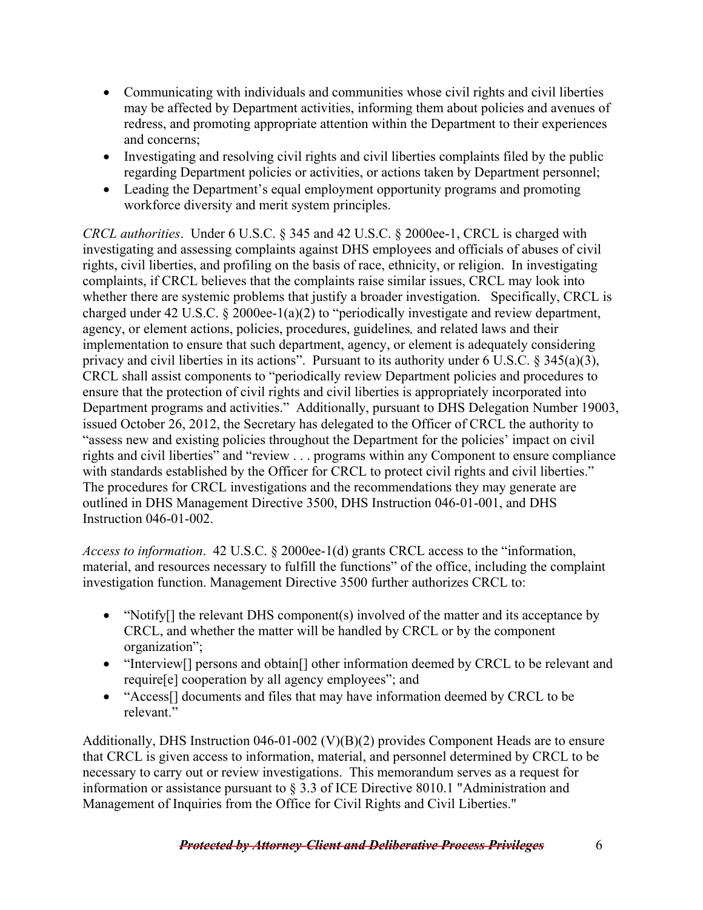- Communicating with individuals and communities whose civil rights and civil liberties may be affected by Department activities, informing them about policies and avenues of redress, and promoting appropriate attention within the Department to their experiences and concerns;
- Investigating and resolving civil rights and civil liberties complaints filed by the public regarding Department policies or activities, or actions taken by Department personnel;
- Leading the Department's equal employment opportunity programs and promoting workforce diversity and merit system principles.

*CRCL authorities*. Under 6 U.S.C. § 345 and 42 U.S.C. § 2000ee-1, CRCL is charged with investigating and assessing complaints against DHS employees and officials of abuses of civil rights, civil liberties, and profiling on the basis of race, ethnicity, or religion. In investigating complaints, if CRCL believes that the complaints raise similar issues, CRCL may look into whether there are systemic problems that justify a broader investigation. Specifically, CRCL is charged under 42 U.S.C. § 2000ee-1(a)(2) to "periodically investigate and review department, agency, or element actions, policies, procedures, guidelines*,* and related laws and their implementation to ensure that such department, agency, or element is adequately considering privacy and civil liberties in its actions". Pursuant to its authority under 6 U.S.C. § 345(a)(3), CRCL shall assist components to "periodically review Department policies and procedures to ensure that the protection of civil rights and civil liberties is appropriately incorporated into Department programs and activities." Additionally, pursuant to DHS Delegation Number 19003, issued October 26, 2012, the Secretary has delegated to the Officer of CRCL the authority to "assess new and existing policies throughout the Department for the policies' impact on civil rights and civil liberties" and "review . . . programs within any Component to ensure compliance with standards established by the Officer for CRCL to protect civil rights and civil liberties." The procedures for CRCL investigations and the recommendations they may generate are outlined in DHS Management Directive 3500, DHS Instruction 046-01-001, and DHS Instruction 046-01-002.

*Access to information*. 42 U.S.C. § 2000ee-1(d) grants CRCL access to the "information, material, and resources necessary to fulfill the functions" of the office, including the complaint investigation function. Management Directive 3500 further authorizes CRCL to:

- "Notify[] the relevant DHS component(s) involved of the matter and its acceptance by CRCL, and whether the matter will be handled by CRCL or by the component organization";
- "Interview[] persons and obtain[] other information deemed by CRCL to be relevant and require[e] cooperation by all agency employees"; and
- "Access[] documents and files that may have information deemed by CRCL to be relevant."

Additionally, DHS Instruction 046-01-002 (V)(B)(2) provides Component Heads are to ensure that CRCL is given access to information, material, and personnel determined by CRCL to be necessary to carry out or review investigations. This memorandum serves as a request for information or assistance pursuant to § 3.3 of ICE Directive 8010.1 "Administration and Management of Inquiries from the Office for Civil Rights and Civil Liberties."

~~***Protected by Attorney-Client and Deliberative Process Privileges***~~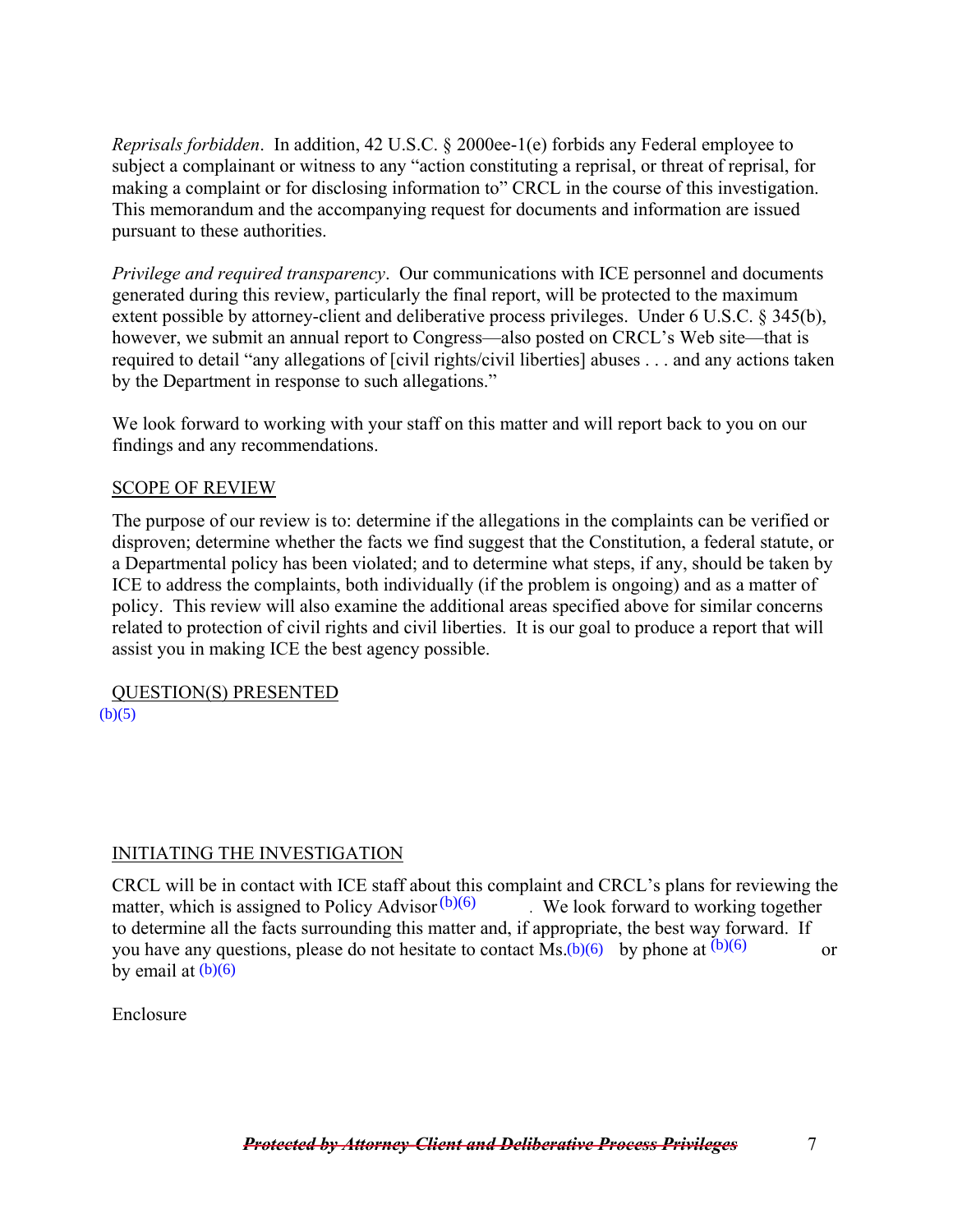*Reprisals forbidden*. In addition, 42 U.S.C. § 2000ee-1(e) forbids any Federal employee to subject a complainant or witness to any "action constituting a reprisal, or threat of reprisal, for making a complaint or for disclosing information to" CRCL in the course of this investigation. This memorandum and the accompanying request for documents and information are issued pursuant to these authorities.

*Privilege and required transparency*. Our communications with ICE personnel and documents generated during this review, particularly the final report, will be protected to the maximum extent possible by attorney-client and deliberative process privileges. Under 6 U.S.C. § 345(b), however, we submit an annual report to Congress—also posted on CRCL's Web site—that is required to detail "any allegations of [civil rights/civil liberties] abuses . . . and any actions taken by the Department in response to such allegations."

We look forward to working with your staff on this matter and will report back to you on our findings and any recommendations.

SCOPE OF REVIEW

The purpose of our review is to: determine if the allegations in the complaints can be verified or disproven; determine whether the facts we find suggest that the Constitution, a federal statute, or a Departmental policy has been violated; and to determine what steps, if any, should be taken by ICE to address the complaints, both individually (if the problem is ongoing) and as a matter of policy. This review will also examine the additional areas specified above for similar concerns related to protection of civil rights and civil liberties. It is our goal to produce a report that will assist you in making ICE the best agency possible.

QUESTION(S) PRESENTED

(b)(5)

INITIATING THE INVESTIGATION

CRCL will be in contact with ICE staff about this complaint and CRCL's plans for reviewing the matter, which is assigned to Policy Advisor (b)(6) . We look forward to working together to determine all the facts surrounding this matter and, if appropriate, the best way forward. If you have any questions, please do not hesitate to contact Ms. (b)(6) by phone at (b)(6) or by email at (b)(6)

Enclosure

~~***Protected by Attorney-Client and Deliberative Process Privileges***~~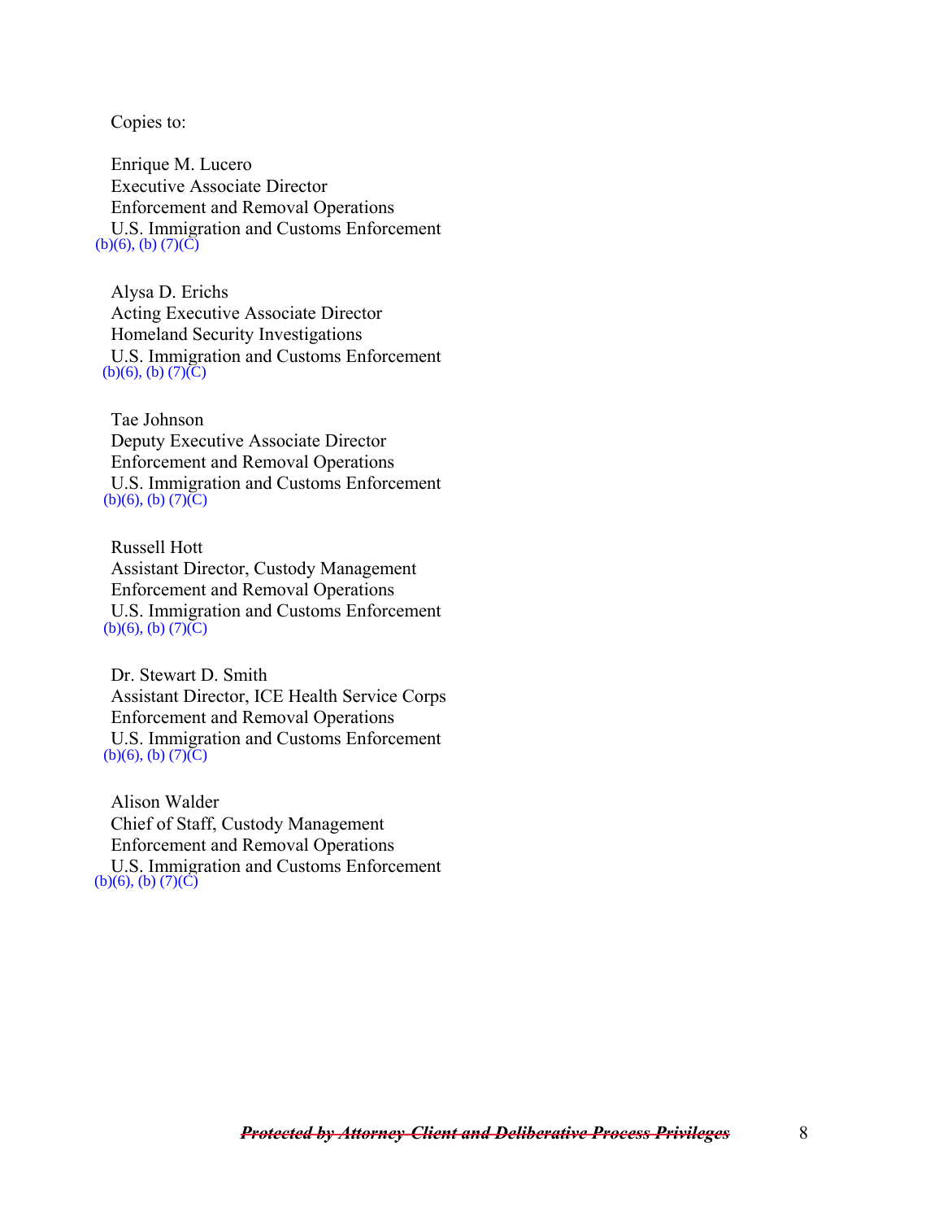Copies to:

Enrique M. Lucero
Executive Associate Director
Enforcement and Removal Operations
U.S. Immigration and Customs Enforcement
(b)(6), (b) (7)(C)

Alysa D. Erichs
Acting Executive Associate Director
Homeland Security Investigations
U.S. Immigration and Customs Enforcement
(b)(6), (b) (7)(C)

Tae Johnson
Deputy Executive Associate Director
Enforcement and Removal Operations
U.S. Immigration and Customs Enforcement
(b)(6), (b) (7)(C)

Russell Hott
Assistant Director, Custody Management
Enforcement and Removal Operations
U.S. Immigration and Customs Enforcement
(b)(6), (b) (7)(C)

Dr. Stewart D. Smith
Assistant Director, ICE Health Service Corps
Enforcement and Removal Operations
U.S. Immigration and Customs Enforcement
(b)(6), (b) (7)(C)

Alison Walder
Chief of Staff, Custody Management
Enforcement and Removal Operations
U.S. Immigration and Customs Enforcement
(b)(6), (b) (7)(C)

~~***Protected by Attorney-Client and Deliberative Process Privileges***~~